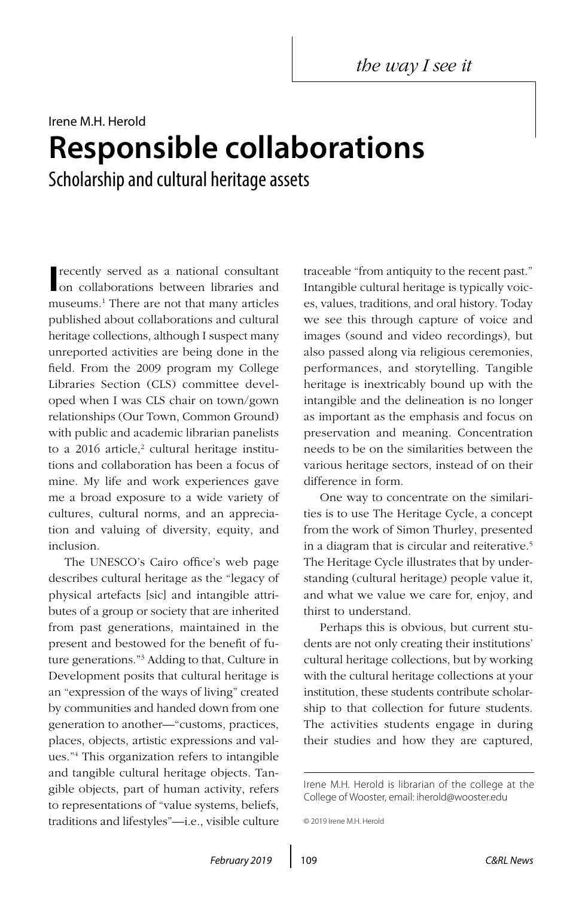*the way I see it*

Irene M.H. Herold

# Responsible collaborations

## Scholarship and cultural heritage assets

I recently served as a national consultant on collaborations between libraries and museums.[1] There are not that many articles published about collaborations and cultural heritage collections, although I suspect many unreported activities are being done in the field. From the 2009 program my College Libraries Section (CLS) committee developed when I was CLS chair on town/gown relationships (Our Town, Common Ground) with public and academic librarian panelists to a 2016 article,[2] cultural heritage institutions and collaboration has been a focus of mine. My life and work experiences gave me a broad exposure to a wide variety of cultures, cultural norms, and an appreciation and valuing of diversity, equity, and inclusion.

The UNESCO's Cairo office's web page describes cultural heritage as the "legacy of physical artefacts [sic] and intangible attributes of a group or society that are inherited from past generations, maintained in the present and bestowed for the benefit of future generations."[3] Adding to that, Culture in Development posits that cultural heritage is an "expression of the ways of living" created by communities and handed down from one generation to another—"customs, practices, places, objects, artistic expressions and values."[4] This organization refers to intangible and tangible cultural heritage objects. Tangible objects, part of human activity, refers to representations of "value systems, beliefs, traditions and lifestyles"—i.e., visible culture traceable "from antiquity to the recent past." Intangible cultural heritage is typically voices, values, traditions, and oral history. Today we see this through capture of voice and images (sound and video recordings), but also passed along via religious ceremonies, performances, and storytelling. Tangible heritage is inextricably bound up with the intangible and the delineation is no longer as important as the emphasis and focus on preservation and meaning. Concentration needs to be on the similarities between the various heritage sectors, instead of on their difference in form.

One way to concentrate on the similarities is to use The Heritage Cycle, a concept from the work of Simon Thurley, presented in a diagram that is circular and reiterative.[5] The Heritage Cycle illustrates that by understanding (cultural heritage) people value it, and what we value we care for, enjoy, and thirst to understand.

Perhaps this is obvious, but current students are not only creating their institutions' cultural heritage collections, but by working with the cultural heritage collections at your institution, these students contribute scholarship to that collection for future students. The activities students engage in during their studies and how they are captured,

---

Irene M.H. Herold is librarian of the college at the College of Wooster, email: iherold@wooster.edu

© 2019 Irene M.H. Herold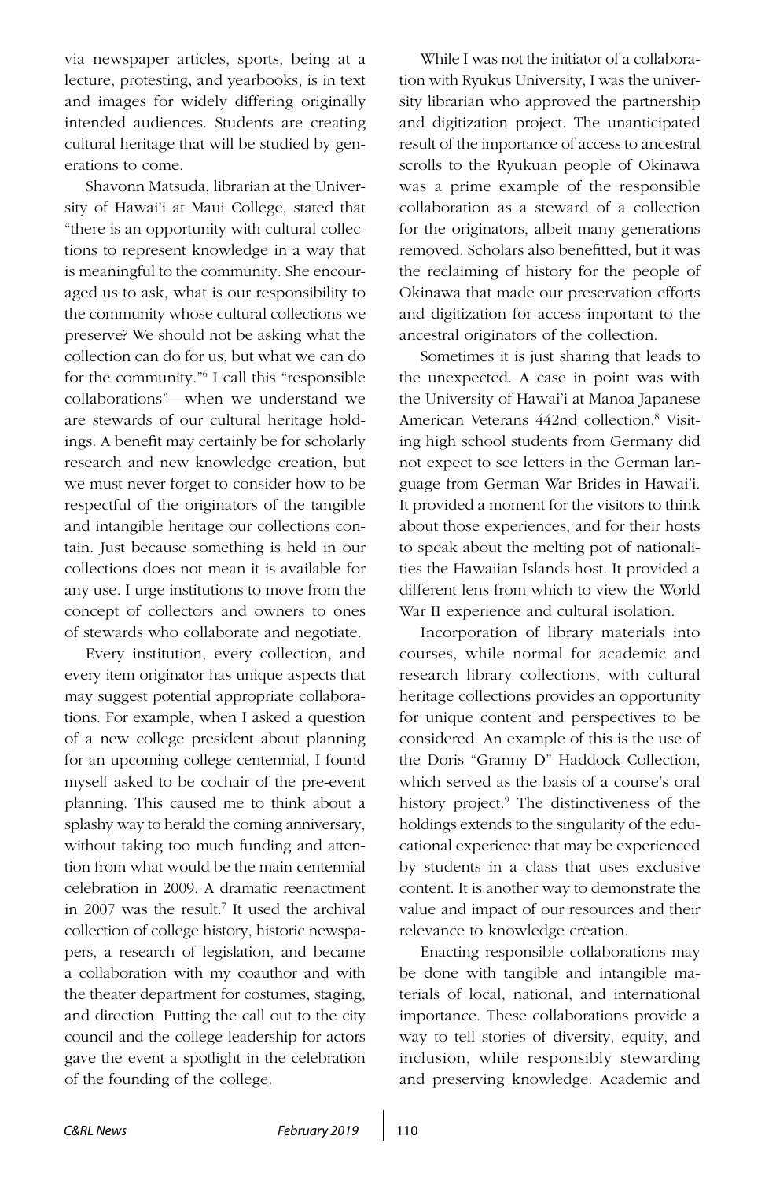via newspaper articles, sports, being at a lecture, protesting, and yearbooks, is in text and images for widely differing originally intended audiences. Students are creating cultural heritage that will be studied by generations to come.

Shavonn Matsuda, librarian at the University of Hawai'i at Maui College, stated that "there is an opportunity with cultural collections to represent knowledge in a way that is meaningful to the community. She encouraged us to ask, what is our responsibility to the community whose cultural collections we preserve? We should not be asking what the collection can do for us, but what we can do for the community."[6] I call this "responsible collaborations"—when we understand we are stewards of our cultural heritage holdings. A benefit may certainly be for scholarly research and new knowledge creation, but we must never forget to consider how to be respectful of the originators of the tangible and intangible heritage our collections contain. Just because something is held in our collections does not mean it is available for any use. I urge institutions to move from the concept of collectors and owners to ones of stewards who collaborate and negotiate.

Every institution, every collection, and every item originator has unique aspects that may suggest potential appropriate collaborations. For example, when I asked a question of a new college president about planning for an upcoming college centennial, I found myself asked to be cochair of the pre-event planning. This caused me to think about a splashy way to herald the coming anniversary, without taking too much funding and attention from what would be the main centennial celebration in 2009. A dramatic reenactment in 2007 was the result.[7] It used the archival collection of college history, historic newspapers, a research of legislation, and became a collaboration with my coauthor and with the theater department for costumes, staging, and direction. Putting the call out to the city council and the college leadership for actors gave the event a spotlight in the celebration of the founding of the college.

While I was not the initiator of a collaboration with Ryukus University, I was the university librarian who approved the partnership and digitization project. The unanticipated result of the importance of access to ancestral scrolls to the Ryukuan people of Okinawa was a prime example of the responsible collaboration as a steward of a collection for the originators, albeit many generations removed. Scholars also benefitted, but it was the reclaiming of history for the people of Okinawa that made our preservation efforts and digitization for access important to the ancestral originators of the collection.

Sometimes it is just sharing that leads to the unexpected. A case in point was with the University of Hawai'i at Manoa Japanese American Veterans 442nd collection.[8] Visiting high school students from Germany did not expect to see letters in the German language from German War Brides in Hawai'i. It provided a moment for the visitors to think about those experiences, and for their hosts to speak about the melting pot of nationalities the Hawaiian Islands host. It provided a different lens from which to view the World War II experience and cultural isolation.

Incorporation of library materials into courses, while normal for academic and research library collections, with cultural heritage collections provides an opportunity for unique content and perspectives to be considered. An example of this is the use of the Doris "Granny D" Haddock Collection, which served as the basis of a course's oral history project.[9] The distinctiveness of the holdings extends to the singularity of the educational experience that may be experienced by students in a class that uses exclusive content. It is another way to demonstrate the value and impact of our resources and their relevance to knowledge creation.

Enacting responsible collaborations may be done with tangible and intangible materials of local, national, and international importance. These collaborations provide a way to tell stories of diversity, equity, and inclusion, while responsibly stewarding and preserving knowledge. Academic and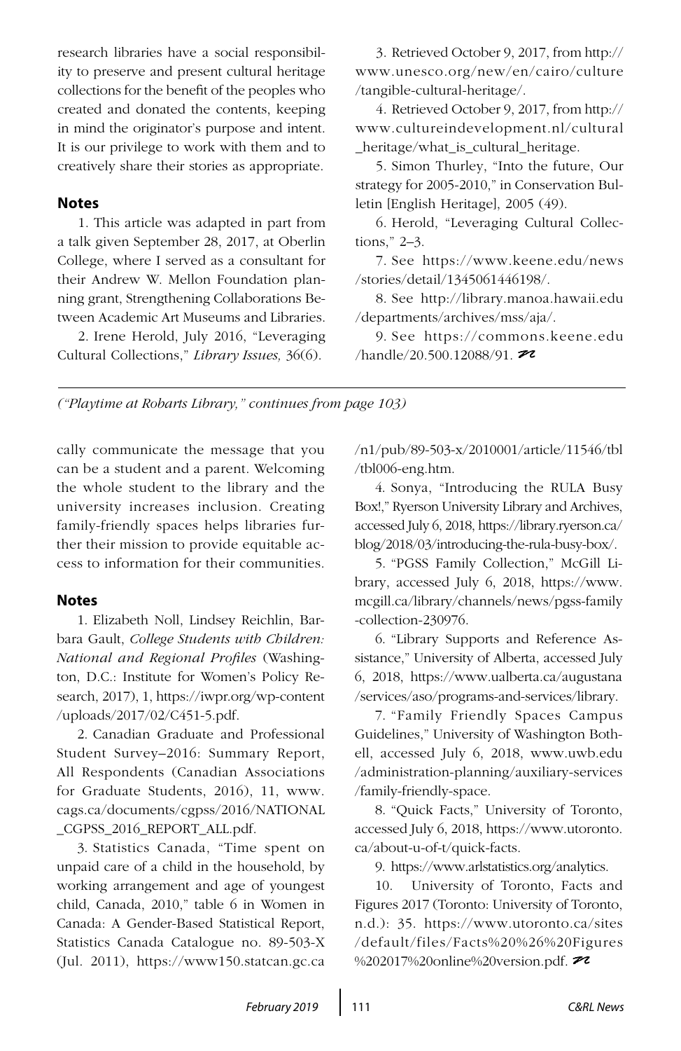research libraries have a social responsibility to preserve and present cultural heritage collections for the benefit of the peoples who created and donated the contents, keeping in mind the originator's purpose and intent. It is our privilege to work with them and to creatively share their stories as appropriate.

## Notes

1. This article was adapted in part from a talk given September 28, 2017, at Oberlin College, where I served as a consultant for their Andrew W. Mellon Foundation planning grant, Strengthening Collaborations Between Academic Art Museums and Libraries.

2. Irene Herold, July 2016, "Leveraging Cultural Collections," *Library Issues,* 36(6).

3. Retrieved October 9, 2017, from http://www.unesco.org/new/en/cairo/culture/tangible-cultural-heritage/.

4. Retrieved October 9, 2017, from http://www.cultureindevelopment.nl/cultural_heritage/what_is_cultural_heritage.

5. Simon Thurley, "Into the future, Our strategy for 2005-2010," in Conservation Bulletin [English Heritage], 2005 (49).

6. Herold, "Leveraging Cultural Collections," 2–3.

7. See https://www.keene.edu/news/stories/detail/1345061446198/.

8. See http://library.manoa.hawaii.edu/departments/archives/mss/aja/.

9. See https://commons.keene.edu/handle/20.500.12088/91.

---

*("Playtime at Robarts Library," continues from page 103)*

cally communicate the message that you can be a student and a parent. Welcoming the whole student to the library and the university increases inclusion. Creating family-friendly spaces helps libraries further their mission to provide equitable access to information for their communities.

## Notes

1. Elizabeth Noll, Lindsey Reichlin, Barbara Gault, *College Students with Children: National and Regional Profiles* (Washington, D.C.: Institute for Women's Policy Research, 2017), 1, https://iwpr.org/wp-content/uploads/2017/02/C451-5.pdf.

2. Canadian Graduate and Professional Student Survey–2016: Summary Report, All Respondents (Canadian Associations for Graduate Students, 2016), 11, www.cags.ca/documents/cgpss/2016/NATIONAL_CGPSS_2016_REPORT_ALL.pdf.

3. Statistics Canada, "Time spent on unpaid care of a child in the household, by working arrangement and age of youngest child, Canada, 2010," table 6 in Women in Canada: A Gender-Based Statistical Report, Statistics Canada Catalogue no. 89-503-X (Jul. 2011), https://www150.statcan.gc.ca/n1/pub/89-503-x/2010001/article/11546/tbl/tbl006-eng.htm.

4. Sonya, "Introducing the RULA Busy Box!," Ryerson University Library and Archives, accessed July 6, 2018, https://library.ryerson.ca/blog/2018/03/introducing-the-rula-busy-box/.

5. "PGSS Family Collection," McGill Library, accessed July 6, 2018, https://www.mcgill.ca/library/channels/news/pgss-family-collection-230976.

6. "Library Supports and Reference Assistance," University of Alberta, accessed July 6, 2018, https://www.ualberta.ca/augustana/services/aso/programs-and-services/library.

7. "Family Friendly Spaces Campus Guidelines," University of Washington Bothell, accessed July 6, 2018, www.uwb.edu/administration-planning/auxiliary-services/family-friendly-space.

8. "Quick Facts," University of Toronto, accessed July 6, 2018, https://www.utoronto.ca/about-u-of-t/quick-facts.

9. https://www.arlstatistics.org/analytics.

10. University of Toronto, Facts and Figures 2017 (Toronto: University of Toronto, n.d.): 35. https://www.utoronto.ca/sites/default/files/Facts%20%26%20Figures%202017%20online%20version.pdf.